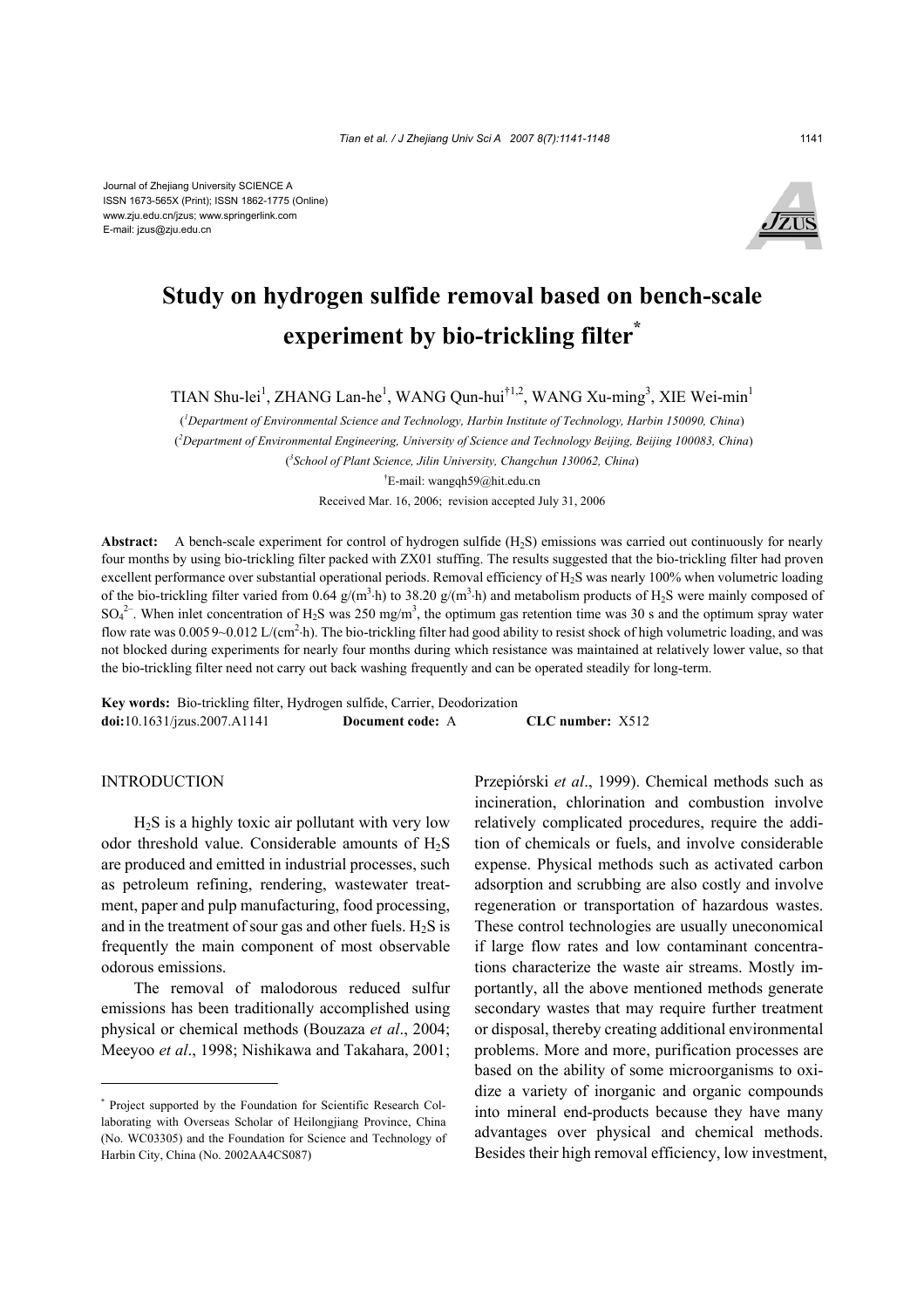Journal of Zhejiang University SCIENCE A
ISSN 1673-565X (Print); ISSN 1862-1775 (Online)
www.zju.edu.cn/jzus; www.springerlink.com
E-mail: jzus@zju.edu.cn

# Study on hydrogen sulfide removal based on bench-scale experiment by bio-trickling filter*

TIAN Shu-lei[1], ZHANG Lan-he[1], WANG Qun-hui[†1,2], WANG Xu-ming[3], XIE Wei-min[1]

([1]*Department of Environmental Science and Technology, Harbin Institute of Technology, Harbin 150090, China*)

([2]*Department of Environmental Engineering, University of Science and Technology Beijing, Beijing 100083, China*)

([3]*School of Plant Science, Jilin University, Changchun 130062, China*)

[†]E-mail: wangqh59@hit.edu.cn

Received Mar. 16, 2006; revision accepted July 31, 2006

**Abstract:** A bench-scale experiment for control of hydrogen sulfide ($H_2S$) emissions was carried out continuously for nearly four months by using bio-trickling filter packed with ZX01 stuffing. The results suggested that the bio-trickling filter had proven excellent performance over substantial operational periods. Removal efficiency of $H_2S$ was nearly 100% when volumetric loading of the bio-trickling filter varied from 0.64 g/(m$^3$·h) to 38.20 g/(m$^3$·h) and metabolism products of $H_2S$ were mainly composed of $SO_4^{2-}$. When inlet concentration of $H_2S$ was 250 mg/m$^3$, the optimum gas retention time was 30 s and the optimum spray water flow rate was 0.0059~0.012 L/(cm$^2$·h). The bio-trickling filter had good ability to resist shock of high volumetric loading, and was not blocked during experiments for nearly four months during which resistance was maintained at relatively lower value, so that the bio-trickling filter need not carry out back washing frequently and can be operated steadily for long-term.

**Key words:** Bio-trickling filter, Hydrogen sulfide, Carrier, Deodorization
**doi:**10.1631/jzus.2007.A1141 **Document code:** A **CLC number:** X512

## INTRODUCTION

$H_2S$ is a highly toxic air pollutant with very low odor threshold value. Considerable amounts of $H_2S$ are produced and emitted in industrial processes, such as petroleum refining, rendering, wastewater treatment, paper and pulp manufacturing, food processing, and in the treatment of sour gas and other fuels. $H_2S$ is frequently the main component of most observable odorous emissions.

The removal of malodorous reduced sulfur emissions has been traditionally accomplished using physical or chemical methods (Bouzaza *et al*., 2004; Meeyoo *et al*., 1998; Nishikawa and Takahara, 2001; Przepiórski *et al*., 1999). Chemical methods such as incineration, chlorination and combustion involve relatively complicated procedures, require the addition of chemicals or fuels, and involve considerable expense. Physical methods such as activated carbon adsorption and scrubbing are also costly and involve regeneration or transportation of hazardous wastes. These control technologies are usually uneconomical if large flow rates and low contaminant concentrations characterize the waste air streams. Mostly importantly, all the above mentioned methods generate secondary wastes that may require further treatment or disposal, thereby creating additional environmental problems. More and more, purification processes are based on the ability of some microorganisms to oxidize a variety of inorganic and organic compounds into mineral end-products because they have many advantages over physical and chemical methods. Besides their high removal efficiency, low investment,

---

* Project supported by the Foundation for Scientific Research Collaborating with Overseas Scholar of Heilongjiang Province, China (No. WC03305) and the Foundation for Science and Technology of Harbin City, China (No. 2002AA4CS087)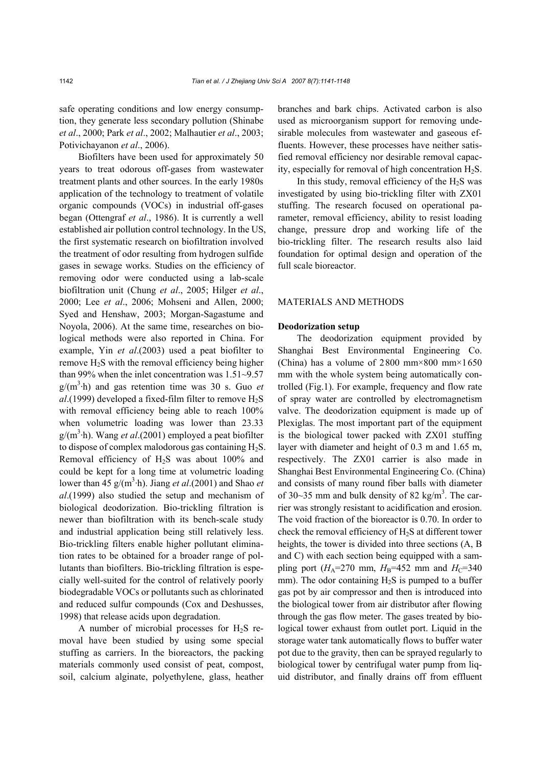safe operating conditions and low energy consumption, they generate less secondary pollution (Shinabe *et al*., 2000; Park *et al*., 2002; Malhautier *et al*., 2003; Potivichayanon *et al*., 2006).

Biofilters have been used for approximately 50 years to treat odorous off-gases from wastewater treatment plants and other sources. In the early 1980s application of the technology to treatment of volatile organic compounds (VOCs) in industrial off-gases began (Ottengraf *et al*., 1986). It is currently a well established air pollution control technology. In the US, the first systematic research on biofiltration involved the treatment of odor resulting from hydrogen sulfide gases in sewage works. Studies on the efficiency of removing odor were conducted using a lab-scale biofiltration unit (Chung *et al*., 2005; Hilger *et al*., 2000; Lee *et al*., 2006; Mohseni and Allen, 2000; Syed and Henshaw, 2003; Morgan-Sagastume and Noyola, 2006). At the same time, researches on biological methods were also reported in China. For example, Yin *et al*.(2003) used a peat biofilter to remove $H_2S$ with the removal efficiency being higher than 99% when the inlet concentration was 1.51~9.57 $g/(m^3 \cdot h)$ and gas retention time was 30 s. Guo *et al*.(1999) developed a fixed-film filter to remove $H_2S$ with removal efficiency being able to reach 100% when volumetric loading was lower than 23.33 $g/(m^3 \cdot h)$. Wang *et al*.(2001) employed a peat biofilter to dispose of complex malodorous gas containing $H_2S$. Removal efficiency of $H_2S$ was about 100% and could be kept for a long time at volumetric loading lower than 45 $g/(m^3 \cdot h)$. Jiang *et al*.(2001) and Shao *et al*.(1999) also studied the setup and mechanism of biological deodorization. Bio-trickling filtration is newer than biofiltration with its bench-scale study and industrial application being still relatively less. Bio-trickling filters enable higher pollutant elimination rates to be obtained for a broader range of pollutants than biofilters. Bio-trickling filtration is especially well-suited for the control of relatively poorly biodegradable VOCs or pollutants such as chlorinated and reduced sulfur compounds (Cox and Deshusses, 1998) that release acids upon degradation.

A number of microbial processes for $H_2S$ removal have been studied by using some special stuffing as carriers. In the bioreactors, the packing materials commonly used consist of peat, compost, soil, calcium alginate, polyethylene, glass, heather branches and bark chips. Activated carbon is also used as microorganism support for removing undesirable molecules from wastewater and gaseous effluents. However, these processes have neither satisfied removal efficiency nor desirable removal capacity, especially for removal of high concentration $H_2S$.

In this study, removal efficiency of the $H_2S$ was investigated by using bio-trickling filter with ZX01 stuffing. The research focused on operational parameter, removal efficiency, ability to resist loading change, pressure drop and working life of the bio-trickling filter. The research results also laid foundation for optimal design and operation of the full scale bioreactor.

## MATERIALS AND METHODS

### Deodorization setup

The deodorization equipment provided by Shanghai Best Environmental Engineering Co. (China) has a volume of 2800 mm×800 mm×1650 mm with the whole system being automatically controlled (Fig.1). For example, frequency and flow rate of spray water are controlled by electromagnetism valve. The deodorization equipment is made up of Plexiglas. The most important part of the equipment is the biological tower packed with ZX01 stuffing layer with diameter and height of 0.3 m and 1.65 m, respectively. The ZX01 carrier is also made in Shanghai Best Environmental Engineering Co. (China) and consists of many round fiber balls with diameter of 30~35 mm and bulk density of 82 $kg/m^3$. The carrier was strongly resistant to acidification and erosion. The void fraction of the bioreactor is 0.70. In order to check the removal efficiency of $H_2S$ at different tower heights, the tower is divided into three sections (A, B and C) with each section being equipped with a sampling port ($H_A$=270 mm, $H_B$=452 mm and $H_C$=340 mm). The odor containing $H_2S$ is pumped to a buffer gas pot by air compressor and then is introduced into the biological tower from air distributor after flowing through the gas flow meter. The gases treated by biological tower exhaust from outlet port. Liquid in the storage water tank automatically flows to buffer water pot due to the gravity, then can be sprayed regularly to biological tower by centrifugal water pump from liquid distributor, and finally drains off from effluent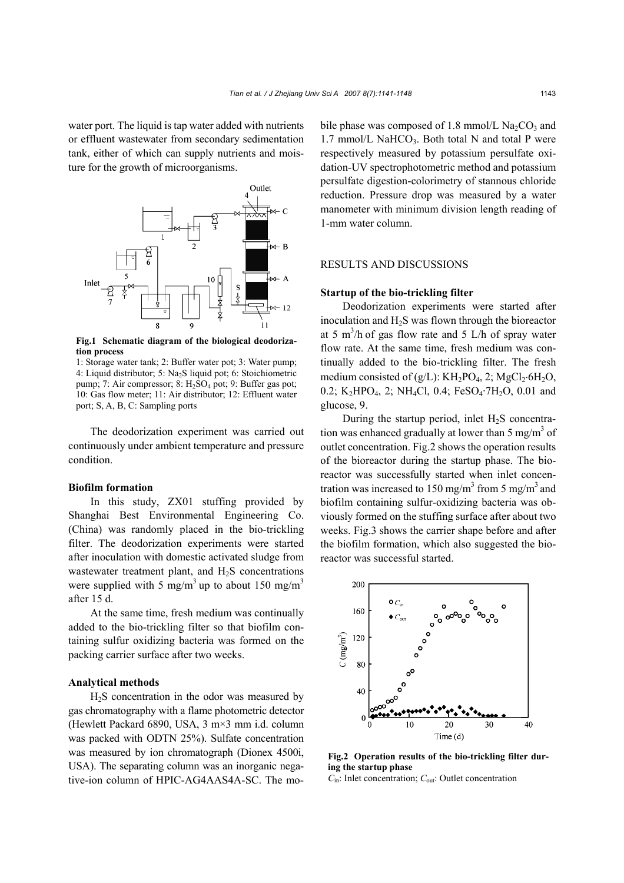water port. The liquid is tap water added with nutrients or effluent wastewater from secondary sedimentation tank, either of which can supply nutrients and moisture for the growth of microorganisms.

**Fig.1 Schematic diagram of the biological deodorization process**

1: Storage water tank; 2: Buffer water pot; 3: Water pump; 4: Liquid distributor; 5: $Na_2S$ liquid pot; 6: Stoichiometric pump; 7: Air compressor; 8: $H_2SO_4$ pot; 9: Buffer gas pot; 10: Gas flow meter; 11: Air distributor; 12: Effluent water port; S, A, B, C: Sampling ports

The deodorization experiment was carried out continuously under ambient temperature and pressure condition.

### Biofilm formation

In this study, ZX01 stuffing provided by Shanghai Best Environmental Engineering Co. (China) was randomly placed in the bio-trickling filter. The deodorization experiments were started after inoculation with domestic activated sludge from wastewater treatment plant, and $H_2S$ concentrations were supplied with 5 $mg/m^3$ up to about 150 $mg/m^3$ after 15 d.

At the same time, fresh medium was continually added to the bio-trickling filter so that biofilm containing sulfur oxidizing bacteria was formed on the packing carrier surface after two weeks.

### Analytical methods

$H_2S$ concentration in the odor was measured by gas chromatography with a flame photometric detector (Hewlett Packard 6890, USA, 3 m×3 mm i.d. column was packed with ODTN 25%). Sulfate concentration was measured by ion chromatograph (Dionex 4500i, USA). The separating column was an inorganic negative-ion column of HPIC-AG4AAS4A-SC. The mobile phase was composed of 1.8 mmol/L $Na_2CO_3$ and 1.7 mmol/L $NaHCO_3$. Both total N and total P were respectively measured by potassium persulfate oxidation-UV spectrophotometric method and potassium persulfate digestion-colorimetry of stannous chloride reduction. Pressure drop was measured by a water manometer with minimum division length reading of 1-mm water column.

## RESULTS AND DISCUSSIONS

### Startup of the bio-trickling filter

Deodorization experiments were started after inoculation and $H_2S$ was flown through the bioreactor at 5 $m^3/h$ of gas flow rate and 5 L/h of spray water flow rate. At the same time, fresh medium was continually added to the bio-trickling filter. The fresh medium consisted of (g/L): $KH_2PO_4$, 2; $MgCl_2{\cdot}6H_2O$, 0.2; $K_2HPO_4$, 2; $NH_4Cl$, 0.4; $FeSO_4{\cdot}7H_2O$, 0.01 and glucose, 9.

During the startup period, inlet $H_2S$ concentration was enhanced gradually at lower than 5 $mg/m^3$ of outlet concentration. Fig.2 shows the operation results of the bioreactor during the startup phase. The bioreactor was successfully started when inlet concentration was increased to 150 $mg/m^3$ from 5 $mg/m^3$ and biofilm containing sulfur-oxidizing bacteria was obviously formed on the stuffing surface after about two weeks. Fig.3 shows the carrier shape before and after the biofilm formation, which also suggested the bioreactor was successful started.

**Fig.2 Operation results of the bio-trickling filter during the startup phase**

$C_{in}$: Inlet concentration; $C_{out}$: Outlet concentration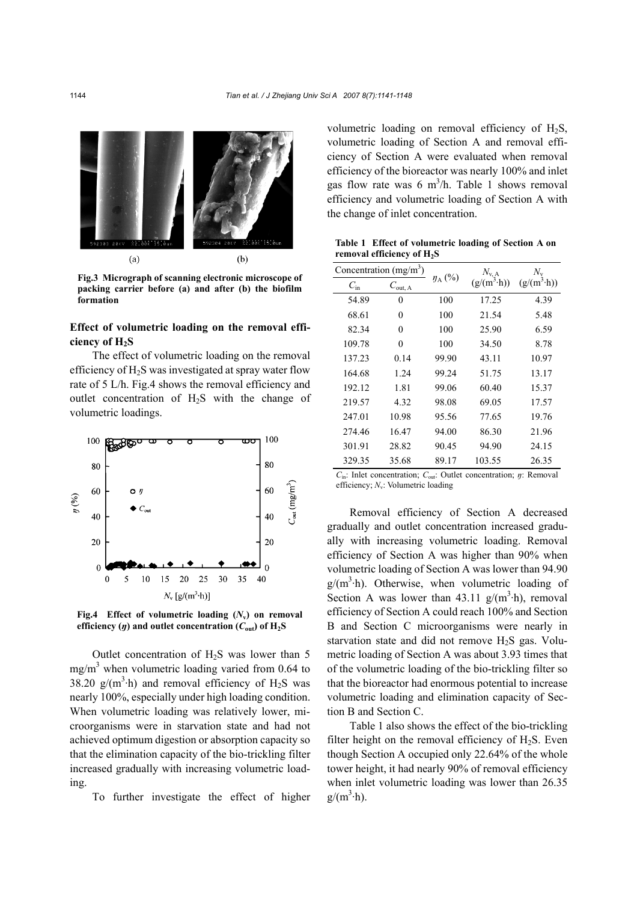Fig.3 Micrograph of scanning electronic microscope of packing carrier before (a) and after (b) the biofilm formation

### Effect of volumetric loading on the removal efficiency of $H_2S$

The effect of volumetric loading on the removal efficiency of $H_2S$ was investigated at spray water flow rate of 5 L/h. Fig.4 shows the removal efficiency and outlet concentration of $H_2S$ with the change of volumetric loadings.

Fig.4 Effect of volumetric loading ($N_v$) on removal efficiency ($\eta$) and outlet concentration ($C_{out}$) of $H_2S$

Outlet concentration of $H_2S$ was lower than 5 mg/m$^3$ when volumetric loading varied from 0.64 to 38.20 g/(m$^3$·h) and removal efficiency of $H_2S$ was nearly 100%, especially under high loading condition. When volumetric loading was relatively lower, microorganisms were in starvation state and had not achieved optimum digestion or absorption capacity so that the elimination capacity of the bio-trickling filter increased gradually with increasing volumetric loading.

To further investigate the effect of higher volumetric loading on removal efficiency of $H_2S$, volumetric loading of Section A and removal efficiency of Section A were evaluated when removal efficiency of the bioreactor was nearly 100% and inlet gas flow rate was 6 m$^3$/h. Table 1 shows removal efficiency and volumetric loading of Section A with the change of inlet concentration.

**Table 1 Effect of volumetric loading of Section A on removal efficiency of $H_2S$**

| Concentration (mg/m$^3$) | | $\eta_A$ (%) | $N_{v,A}$ (g/(m$^3$·h)) | $N_v$ (g/(m$^3$·h)) |
|---|---|---|---|---|
| $C_{in}$ | $C_{out,A}$ | | | |
| 54.89 | 0 | 100 | 17.25 | 4.39 |
| 68.61 | 0 | 100 | 21.54 | 5.48 |
| 82.34 | 0 | 100 | 25.90 | 6.59 |
| 109.78 | 0 | 100 | 34.50 | 8.78 |
| 137.23 | 0.14 | 99.90 | 43.11 | 10.97 |
| 164.68 | 1.24 | 99.24 | 51.75 | 13.17 |
| 192.12 | 1.81 | 99.06 | 60.40 | 15.37 |
| 219.57 | 4.32 | 98.08 | 69.05 | 17.57 |
| 247.01 | 10.98 | 95.56 | 77.65 | 19.76 |
| 274.46 | 16.47 | 94.00 | 86.30 | 21.96 |
| 301.91 | 28.82 | 90.45 | 94.90 | 24.15 |
| 329.35 | 35.68 | 89.17 | 103.55 | 26.35 |

$C_{in}$: Inlet concentration; $C_{out}$: Outlet concentration; $\eta$: Removal efficiency; $N_v$: Volumetric loading

Removal efficiency of Section A decreased gradually and outlet concentration increased gradually with increasing volumetric loading. Removal efficiency of Section A was higher than 90% when volumetric loading of Section A was lower than 94.90 g/(m$^3$·h). Otherwise, when volumetric loading of Section A was lower than 43.11 g/(m$^3$·h), removal efficiency of Section A could reach 100% and Section B and Section C microorganisms were nearly in starvation state and did not remove $H_2S$ gas. Volumetric loading of Section A was about 3.93 times that of the volumetric loading of the bio-trickling filter so that the bioreactor had enormous potential to increase volumetric loading and elimination capacity of Section B and Section C.

Table 1 also shows the effect of the bio-trickling filter height on the removal efficiency of $H_2S$. Even though Section A occupied only 22.64% of the whole tower height, it had nearly 90% of removal efficiency when inlet volumetric loading was lower than 26.35 g/(m$^3$·h).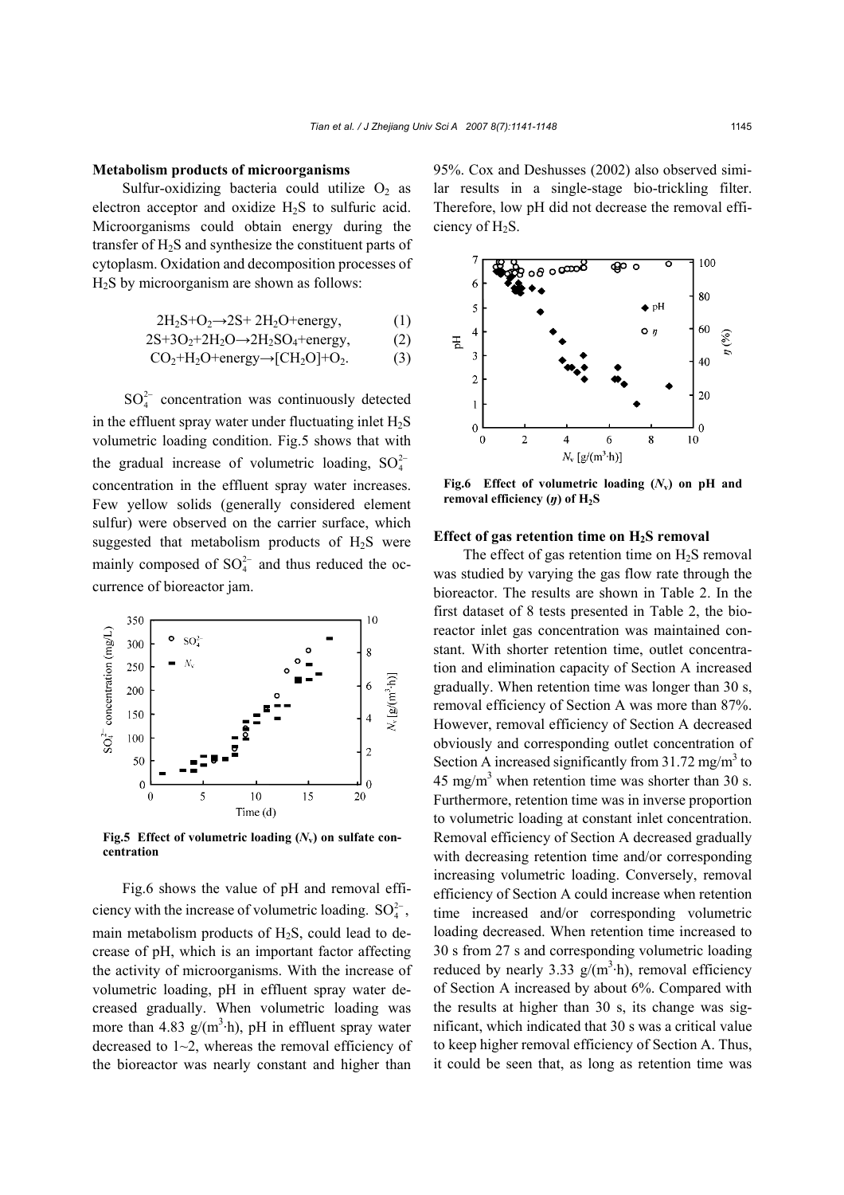### Metabolism products of microorganisms

Sulfur-oxidizing bacteria could utilize $O_2$ as electron acceptor and oxidize $H_2S$ to sulfuric acid. Microorganisms could obtain energy during the transfer of $H_2S$ and synthesize the constituent parts of cytoplasm. Oxidation and decomposition processes of $H_2S$ by microorganism are shown as follows:

$$2H_2S+O_2 \rightarrow 2S+2H_2O+\text{energy}, \quad (1)$$

$$2S+3O_2+2H_2O \rightarrow 2H_2SO_4+\text{energy}, \quad (2)$$

$$CO_2+H_2O+\text{energy} \rightarrow [CH_2O]+O_2. \quad (3)$$

$SO_4^{2-}$ concentration was continuously detected in the effluent spray water under fluctuating inlet $H_2S$ volumetric loading condition. Fig.5 shows that with the gradual increase of volumetric loading, $SO_4^{2-}$ concentration in the effluent spray water increases. Few yellow solids (generally considered element sulfur) were observed on the carrier surface, which suggested that metabolism products of $H_2S$ were mainly composed of $SO_4^{2-}$ and thus reduced the occurrence of bioreactor jam.

**Fig.5 Effect of volumetric loading ($N_v$) on sulfate concentration**

Fig.6 shows the value of pH and removal efficiency with the increase of volumetric loading. $SO_4^{2-}$, main metabolism products of $H_2S$, could lead to decrease of pH, which is an important factor affecting the activity of microorganisms. With the increase of volumetric loading, pH in effluent spray water decreased gradually. When volumetric loading was more than 4.83 g/(m$^3$·h), pH in effluent spray water decreased to 1~2, whereas the removal efficiency of the bioreactor was nearly constant and higher than 95%. Cox and Deshusses (2002) also observed similar results in a single-stage bio-trickling filter. Therefore, low pH did not decrease the removal efficiency of $H_2S$.

**Fig.6 Effect of volumetric loading ($N_v$) on pH and removal efficiency ($\eta$) of $H_2S$**

### Effect of gas retention time on $H_2S$ removal

The effect of gas retention time on $H_2S$ removal was studied by varying the gas flow rate through the bioreactor. The results are shown in Table 2. In the first dataset of 8 tests presented in Table 2, the bioreactor inlet gas concentration was maintained constant. With shorter retention time, outlet concentration and elimination capacity of Section A increased gradually. When retention time was longer than 30 s, removal efficiency of Section A was more than 87%. However, removal efficiency of Section A decreased obviously and corresponding outlet concentration of Section A increased significantly from 31.72 mg/m$^3$ to 45 mg/m$^3$ when retention time was shorter than 30 s. Furthermore, retention time was in inverse proportion to volumetric loading at constant inlet concentration. Removal efficiency of Section A decreased gradually with decreasing retention time and/or corresponding increasing volumetric loading. Conversely, removal efficiency of Section A could increase when retention time increased and/or corresponding volumetric loading decreased. When retention time increased to 30 s from 27 s and corresponding volumetric loading reduced by nearly 3.33 g/(m$^3$·h), removal efficiency of Section A increased by about 6%. Compared with the results at higher than 30 s, its change was significant, which indicated that 30 s was a critical value to keep higher removal efficiency of Section A. Thus, it could be seen that, as long as retention time was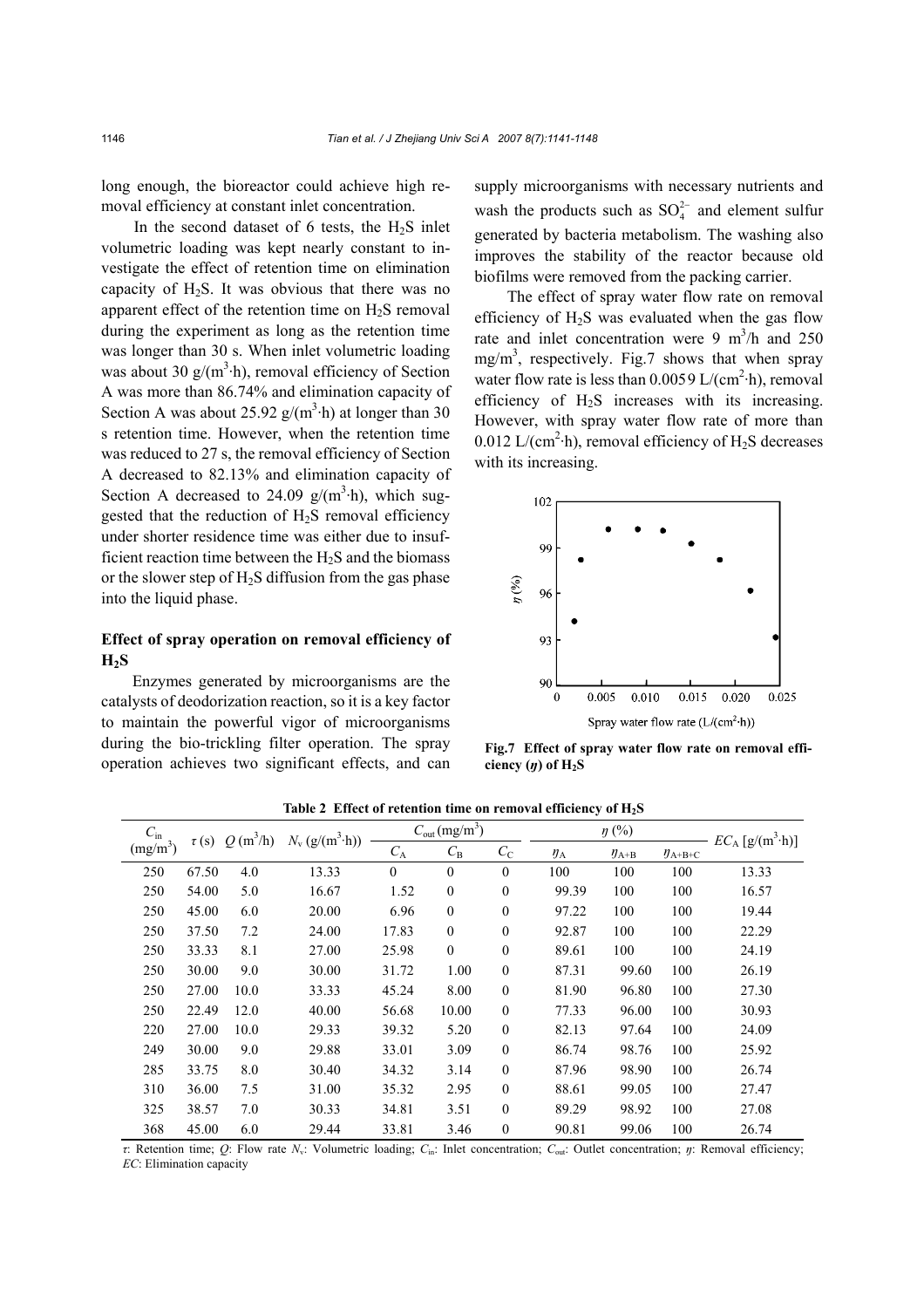long enough, the bioreactor could achieve high removal efficiency at constant inlet concentration.

In the second dataset of 6 tests, the $H_2S$ inlet volumetric loading was kept nearly constant to investigate the effect of retention time on elimination capacity of $H_2S$. It was obvious that there was no apparent effect of the retention time on $H_2S$ removal during the experiment as long as the retention time was longer than 30 s. When inlet volumetric loading was about 30 g/(m$^3$·h), removal efficiency of Section A was more than 86.74% and elimination capacity of Section A was about 25.92 g/(m$^3$·h) at longer than 30 s retention time. However, when the retention time was reduced to 27 s, the removal efficiency of Section A decreased to 82.13% and elimination capacity of Section A decreased to 24.09 g/(m$^3$·h), which suggested that the reduction of $H_2S$ removal efficiency under shorter residence time was either due to insufficient reaction time between the $H_2S$ and the biomass or the slower step of $H_2S$ diffusion from the gas phase into the liquid phase.

## Effect of spray operation on removal efficiency of $H_2S$

Enzymes generated by microorganisms are the catalysts of deodorization reaction, so it is a key factor to maintain the powerful vigor of microorganisms during the bio-trickling filter operation. The spray operation achieves two significant effects, and can supply microorganisms with necessary nutrients and wash the products such as $SO_4^{2-}$ and element sulfur generated by bacteria metabolism. The washing also improves the stability of the reactor because old biofilms were removed from the packing carrier.

The effect of spray water flow rate on removal efficiency of $H_2S$ was evaluated when the gas flow rate and inlet concentration were 9 m$^3$/h and 250 mg/m$^3$, respectively. Fig.7 shows that when spray water flow rate is less than 0.0059 L/(cm$^2$·h), removal efficiency of $H_2S$ increases with its increasing. However, with spray water flow rate of more than 0.012 L/(cm$^2$·h), removal efficiency of $H_2S$ decreases with its increasing.

**Fig.7 Effect of spray water flow rate on removal efficiency ($\eta$) of $H_2S$**

**Table 2 Effect of retention time on removal efficiency of $H_2S$**

| $C_{in}$ (mg/m$^3$) | $\tau$ (s) | $Q$ (m$^3$/h) | $N_v$ (g/(m$^3$·h)) | $C_{out}$ (mg/m$^3$) | | | $\eta$ (%) | | | $EC_A$ [g/(m$^3$·h)] |
|---|---|---|---|---|---|---|---|---|---|---|
| | | | | $C_A$ | $C_B$ | $C_C$ | $\eta_A$ | $\eta_{A+B}$ | $\eta_{A+B+C}$ | |
| 250 | 67.50 | 4.0 | 13.33 | 0 | 0 | 0 | 100 | 100 | 100 | 13.33 |
| 250 | 54.00 | 5.0 | 16.67 | 1.52 | 0 | 0 | 99.39 | 100 | 100 | 16.57 |
| 250 | 45.00 | 6.0 | 20.00 | 6.96 | 0 | 0 | 97.22 | 100 | 100 | 19.44 |
| 250 | 37.50 | 7.2 | 24.00 | 17.83 | 0 | 0 | 92.87 | 100 | 100 | 22.29 |
| 250 | 33.33 | 8.1 | 27.00 | 25.98 | 0 | 0 | 89.61 | 100 | 100 | 24.19 |
| 250 | 30.00 | 9.0 | 30.00 | 31.72 | 1.00 | 0 | 87.31 | 99.60 | 100 | 26.19 |
| 250 | 27.00 | 10.0 | 33.33 | 45.24 | 8.00 | 0 | 81.90 | 96.80 | 100 | 27.30 |
| 250 | 22.49 | 12.0 | 40.00 | 56.68 | 10.00 | 0 | 77.33 | 96.00 | 100 | 30.93 |
| 220 | 27.00 | 10.0 | 29.33 | 39.32 | 5.20 | 0 | 82.13 | 97.64 | 100 | 24.09 |
| 249 | 30.00 | 9.0 | 29.88 | 33.01 | 3.09 | 0 | 86.74 | 98.76 | 100 | 25.92 |
| 285 | 33.75 | 8.0 | 30.40 | 34.32 | 3.14 | 0 | 87.96 | 98.90 | 100 | 26.74 |
| 310 | 36.00 | 7.5 | 31.00 | 35.32 | 2.95 | 0 | 88.61 | 99.05 | 100 | 27.47 |
| 325 | 38.57 | 7.0 | 30.33 | 34.81 | 3.51 | 0 | 89.29 | 98.92 | 100 | 27.08 |
| 368 | 45.00 | 6.0 | 29.44 | 33.81 | 3.46 | 0 | 90.81 | 99.06 | 100 | 26.74 |

$\tau$: Retention time; $Q$: Flow rate $N_v$: Volumetric loading; $C_{in}$: Inlet concentration; $C_{out}$: Outlet concentration; $\eta$: Removal efficiency; $EC$: Elimination capacity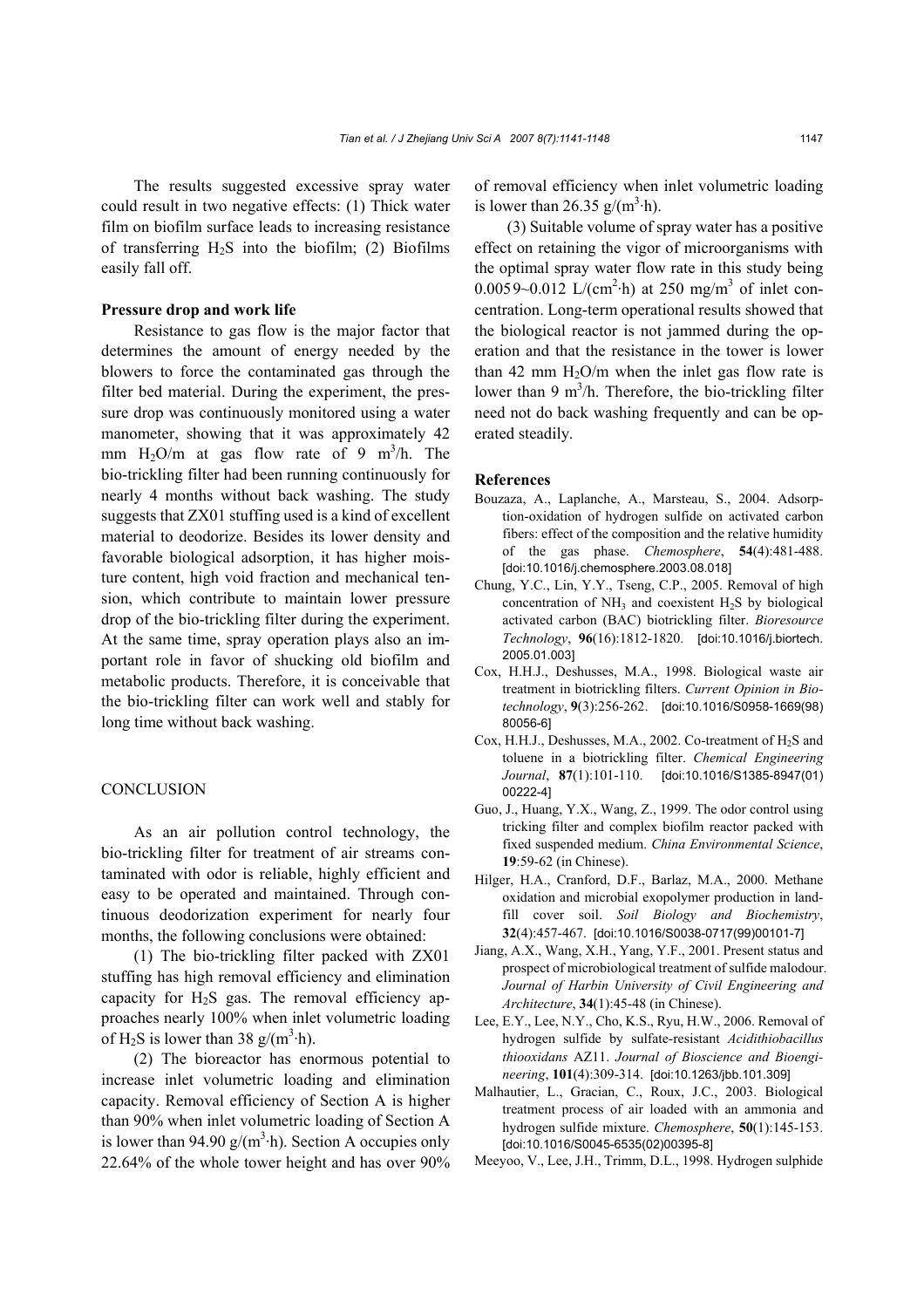The results suggested excessive spray water could result in two negative effects: (1) Thick water film on biofilm surface leads to increasing resistance of transferring $H_2S$ into the biofilm; (2) Biofilms easily fall off.

**Pressure drop and work life**

Resistance to gas flow is the major factor that determines the amount of energy needed by the blowers to force the contaminated gas through the filter bed material. During the experiment, the pressure drop was continuously monitored using a water manometer, showing that it was approximately 42 mm $H_2O$/m at gas flow rate of 9 $m^3$/h. The bio-trickling filter had been running continuously for nearly 4 months without back washing. The study suggests that ZX01 stuffing used is a kind of excellent material to deodorize. Besides its lower density and favorable biological adsorption, it has higher moisture content, high void fraction and mechanical tension, which contribute to maintain lower pressure drop of the bio-trickling filter during the experiment. At the same time, spray operation plays also an important role in favor of shucking old biofilm and metabolic products. Therefore, it is conceivable that the bio-trickling filter can work well and stably for long time without back washing.

## CONCLUSION

As an air pollution control technology, the bio-trickling filter for treatment of air streams contaminated with odor is reliable, highly efficient and easy to be operated and maintained. Through continuous deodorization experiment for nearly four months, the following conclusions were obtained:

(1) The bio-trickling filter packed with ZX01 stuffing has high removal efficiency and elimination capacity for $H_2S$ gas. The removal efficiency approaches nearly 100% when inlet volumetric loading of $H_2S$ is lower than 38 g/($m^3$·h).

(2) The bioreactor has enormous potential to increase inlet volumetric loading and elimination capacity. Removal efficiency of Section A is higher than 90% when inlet volumetric loading of Section A is lower than 94.90 g/($m^3$·h). Section A occupies only 22.64% of the whole tower height and has over 90% of removal efficiency when inlet volumetric loading is lower than 26.35 g/($m^3$·h).

(3) Suitable volume of spray water has a positive effect on retaining the vigor of microorganisms with the optimal spray water flow rate in this study being 0.0059~0.012 L/($cm^2$·h) at 250 mg/$m^3$ of inlet concentration. Long-term operational results showed that the biological reactor is not jammed during the operation and that the resistance in the tower is lower than 42 mm $H_2O$/m when the inlet gas flow rate is lower than 9 $m^3$/h. Therefore, the bio-trickling filter need not do back washing frequently and can be operated steadily.

## References

Bouzaza, A., Laplanche, A., Marsteau, S., 2004. Adsorption-oxidation of hydrogen sulfide on activated carbon fibers: effect of the composition and the relative humidity of the gas phase. *Chemosphere*, **54**(4):481-488. [doi:10.1016/j.chemosphere.2003.08.018]

Chung, Y.C., Lin, Y.Y., Tseng, C.P., 2005. Removal of high concentration of $NH_3$ and coexistent $H_2S$ by biological activated carbon (BAC) biotrickling filter. *Bioresource Technology*, **96**(16):1812-1820. [doi:10.1016/j.biortech.2005.01.003]

Cox, H.H.J., Deshusses, M.A., 1998. Biological waste air treatment in biotrickling filters. *Current Opinion in Biotechnology*, **9**(3):256-262. [doi:10.1016/S0958-1669(98)80056-6]

Cox, H.H.J., Deshusses, M.A., 2002. Co-treatment of $H_2S$ and toluene in a biotrickling filter. *Chemical Engineering Journal*, **87**(1):101-110. [doi:10.1016/S1385-8947(01)00222-4]

Guo, J., Huang, Y.X., Wang, Z., 1999. The odor control using tricking filter and complex biofilm reactor packed with fixed suspended medium. *China Environmental Science*, **19**:59-62 (in Chinese).

Hilger, H.A., Cranford, D.F., Barlaz, M.A., 2000. Methane oxidation and microbial exopolymer production in landfill cover soil. *Soil Biology and Biochemistry*, **32**(4):457-467. [doi:10.1016/S0038-0717(99)00101-7]

Jiang, A.X., Wang, X.H., Yang, Y.F., 2001. Present status and prospect of microbiological treatment of sulfide malodour. *Journal of Harbin University of Civil Engineering and Architecture*, **34**(1):45-48 (in Chinese).

Lee, E.Y., Lee, N.Y., Cho, K.S., Ryu, H.W., 2006. Removal of hydrogen sulfide by sulfate-resistant *Acidithiobacillus thiooxidans* AZ11. *Journal of Bioscience and Bioengineering*, **101**(4):309-314. [doi:10.1263/jbb.101.309]

Malhautier, L., Gracian, C., Roux, J.C., 2003. Biological treatment process of air loaded with an ammonia and hydrogen sulfide mixture. *Chemosphere*, **50**(1):145-153. [doi:10.1016/S0045-6535(02)00395-8]

Meeyoo, V., Lee, J.H., Trimm, D.L., 1998. Hydrogen sulphide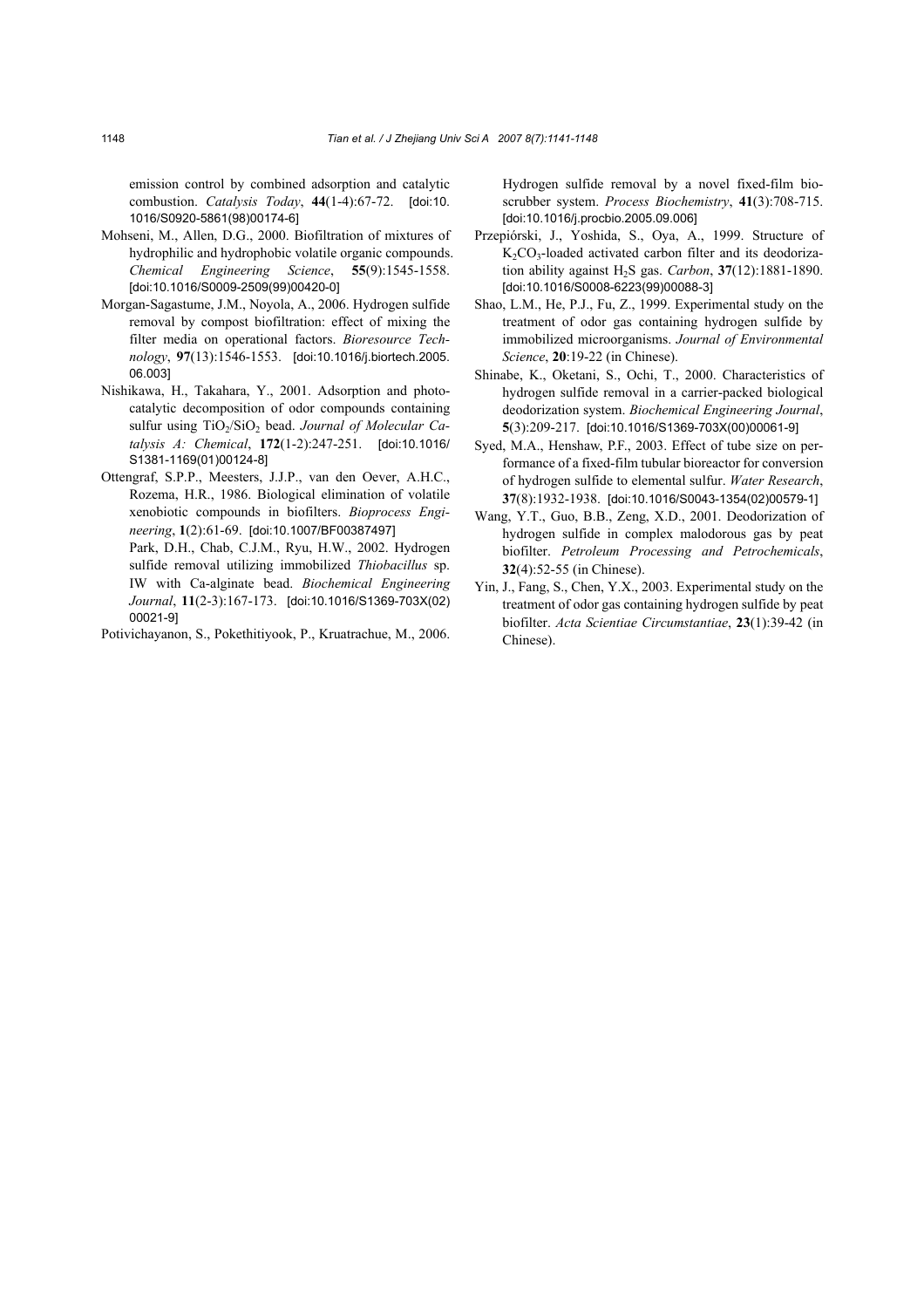emission control by combined adsorption and catalytic combustion. *Catalysis Today*, **44**(1-4):67-72. [doi:10.1016/S0920-5861(98)00174-6]

Mohseni, M., Allen, D.G., 2000. Biofiltration of mixtures of hydrophilic and hydrophobic volatile organic compounds. *Chemical Engineering Science*, **55**(9):1545-1558. [doi:10.1016/S0009-2509(99)00420-0]

Morgan-Sagastume, J.M., Noyola, A., 2006. Hydrogen sulfide removal by compost biofiltration: effect of mixing the filter media on operational factors. *Bioresource Technology*, **97**(13):1546-1553. [doi:10.1016/j.biortech.2005.06.003]

Nishikawa, H., Takahara, Y., 2001. Adsorption and photocatalytic decomposition of odor compounds containing sulfur using $TiO_2/SiO_2$ bead. *Journal of Molecular Catalysis A: Chemical*, **172**(1-2):247-251. [doi:10.1016/S1381-1169(01)00124-8]

Ottengraf, S.P.P., Meesters, J.J.P., van den Oever, A.H.C., Rozema, H.R., 1986. Biological elimination of volatile xenobiotic compounds in biofilters. *Bioprocess Engineering*, **1**(2):61-69. [doi:10.1007/BF00387497]

Park, D.H., Chab, C.J.M., Ryu, H.W., 2002. Hydrogen sulfide removal utilizing immobilized *Thiobacillus* sp. IW with Ca-alginate bead. *Biochemical Engineering Journal*, **11**(2-3):167-173. [doi:10.1016/S1369-703X(02)00021-9]

Potivichayanon, S., Pokethitiyook, P., Kruatrachue, M., 2006. Hydrogen sulfide removal by a novel fixed-film bioscrubber system. *Process Biochemistry*, **41**(3):708-715. [doi:10.1016/j.procbio.2005.09.006]

Przepiórski, J., Yoshida, S., Oya, A., 1999. Structure of $K_2CO_3$-loaded activated carbon filter and its deodorization ability against $H_2S$ gas. *Carbon*, **37**(12):1881-1890. [doi:10.1016/S0008-6223(99)00088-3]

Shao, L.M., He, P.J., Fu, Z., 1999. Experimental study on the treatment of odor gas containing hydrogen sulfide by immobilized microorganisms. *Journal of Environmental Science*, **20**:19-22 (in Chinese).

Shinabe, K., Oketani, S., Ochi, T., 2000. Characteristics of hydrogen sulfide removal in a carrier-packed biological deodorization system. *Biochemical Engineering Journal*, **5**(3):209-217. [doi:10.1016/S1369-703X(00)00061-9]

Syed, M.A., Henshaw, P.F., 2003. Effect of tube size on performance of a fixed-film tubular bioreactor for conversion of hydrogen sulfide to elemental sulfur. *Water Research*, **37**(8):1932-1938. [doi:10.1016/S0043-1354(02)00579-1]

Wang, Y.T., Guo, B.B., Zeng, X.D., 2001. Deodorization of hydrogen sulfide in complex malodorous gas by peat biofilter. *Petroleum Processing and Petrochemicals*, **32**(4):52-55 (in Chinese).

Yin, J., Fang, S., Chen, Y.X., 2003. Experimental study on the treatment of odor gas containing hydrogen sulfide by peat biofilter. *Acta Scientiae Circumstantiae*, **23**(1):39-42 (in Chinese).